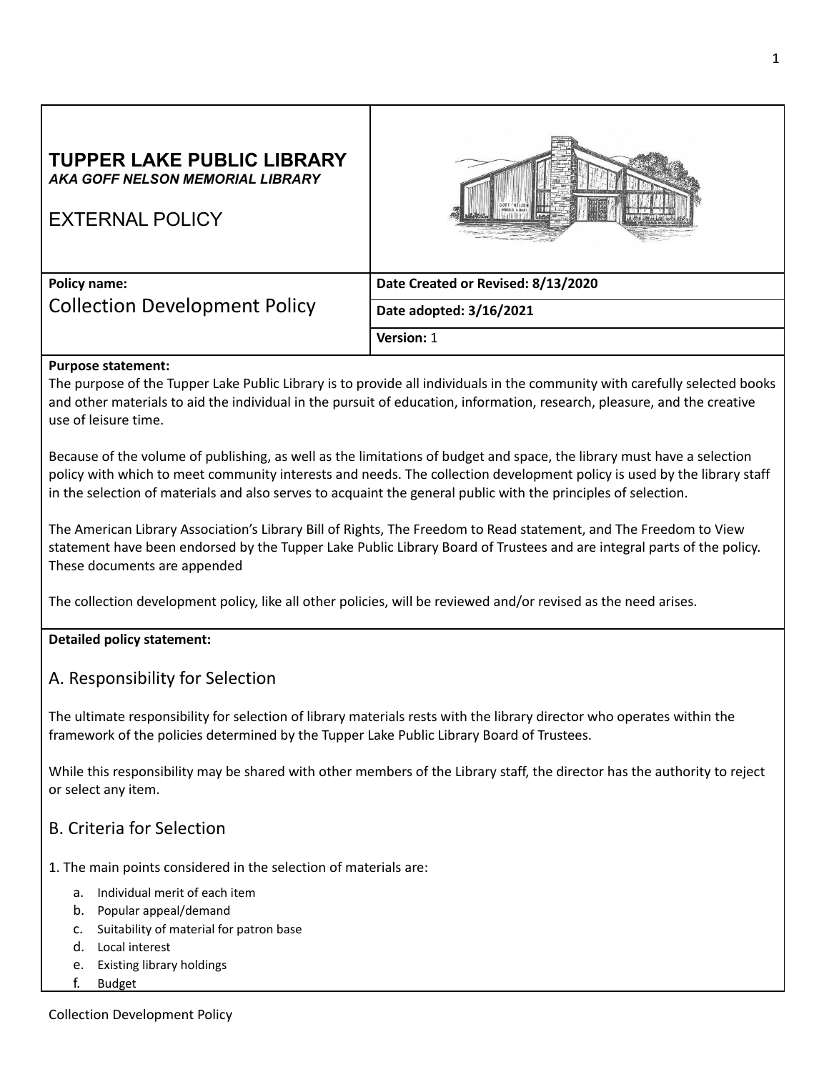# TUPPER LAKE PUBLIC LIBRARY

***AKA GOFF NELSON MEMORIAL LIBRARY***

EXTERNAL POLICY

| **Policy name:** Collection Development Policy | **Date Created or Revised: 8/13/2020** |
|---|---|
| | **Date adopted: 3/16/2021** |
| | **Version:** 1 |

**Purpose statement:**

The purpose of the Tupper Lake Public Library is to provide all individuals in the community with carefully selected books and other materials to aid the individual in the pursuit of education, information, research, pleasure, and the creative use of leisure time.

Because of the volume of publishing, as well as the limitations of budget and space, the library must have a selection policy with which to meet community interests and needs. The collection development policy is used by the library staff in the selection of materials and also serves to acquaint the general public with the principles of selection.

The American Library Association's Library Bill of Rights, The Freedom to Read statement, and The Freedom to View statement have been endorsed by the Tupper Lake Public Library Board of Trustees and are integral parts of the policy. These documents are appended

The collection development policy, like all other policies, will be reviewed and/or revised as the need arises.

**Detailed policy statement:**

## A. Responsibility for Selection

The ultimate responsibility for selection of library materials rests with the library director who operates within the framework of the policies determined by the Tupper Lake Public Library Board of Trustees.

While this responsibility may be shared with other members of the Library staff, the director has the authority to reject or select any item.

## B. Criteria for Selection

1. The main points considered in the selection of materials are:

   a. Individual merit of each item
   b. Popular appeal/demand
   c. Suitability of material for patron base
   d. Local interest
   e. Existing library holdings
   f. Budget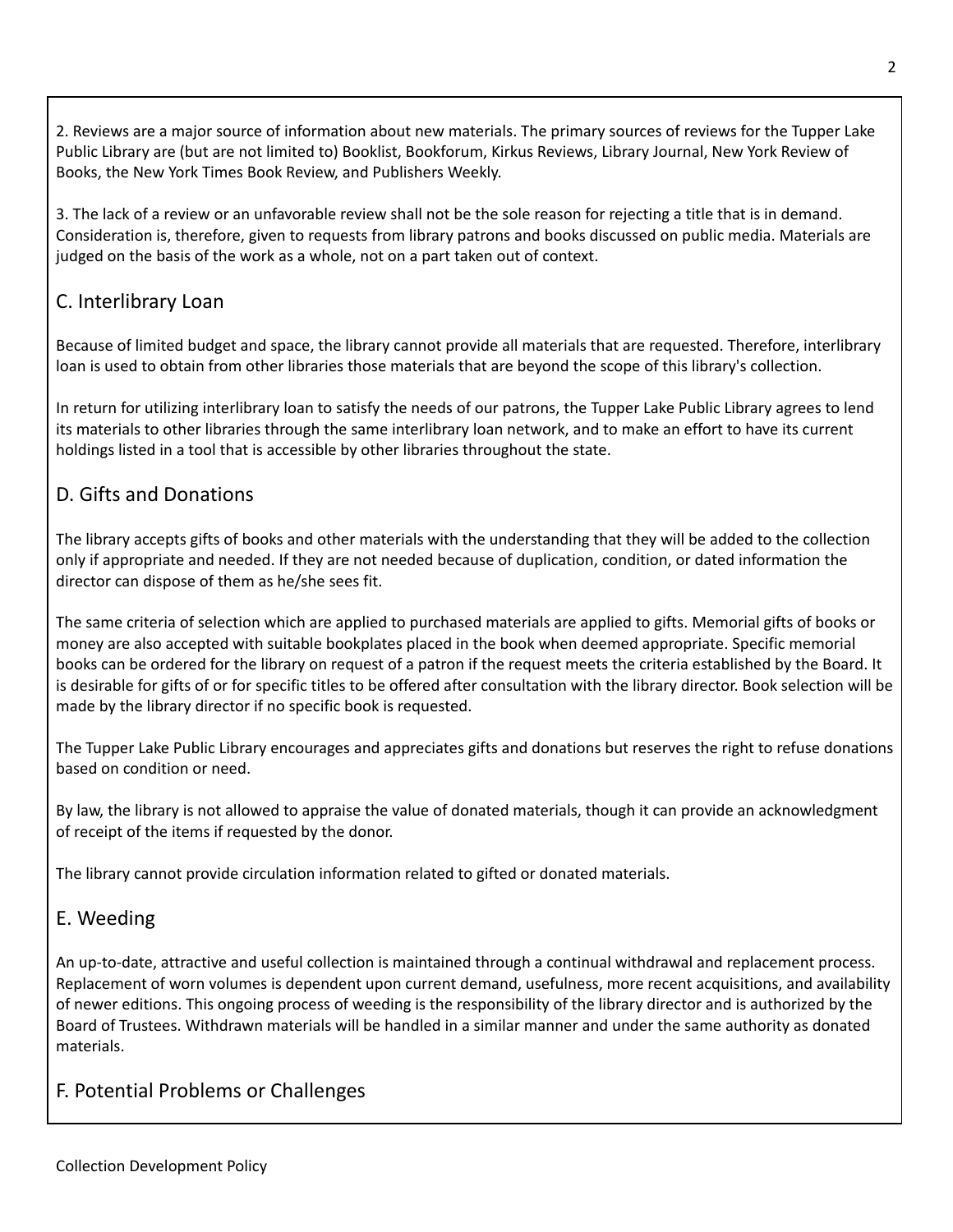2. Reviews are a major source of information about new materials. The primary sources of reviews for the Tupper Lake Public Library are (but are not limited to) Booklist, Bookforum, Kirkus Reviews, Library Journal, New York Review of Books, the New York Times Book Review, and Publishers Weekly.

3. The lack of a review or an unfavorable review shall not be the sole reason for rejecting a title that is in demand. Consideration is, therefore, given to requests from library patrons and books discussed on public media. Materials are judged on the basis of the work as a whole, not on a part taken out of context.

## C. Interlibrary Loan

Because of limited budget and space, the library cannot provide all materials that are requested. Therefore, interlibrary loan is used to obtain from other libraries those materials that are beyond the scope of this library's collection.

In return for utilizing interlibrary loan to satisfy the needs of our patrons, the Tupper Lake Public Library agrees to lend its materials to other libraries through the same interlibrary loan network, and to make an effort to have its current holdings listed in a tool that is accessible by other libraries throughout the state.

## D. Gifts and Donations

The library accepts gifts of books and other materials with the understanding that they will be added to the collection only if appropriate and needed. If they are not needed because of duplication, condition, or dated information the director can dispose of them as he/she sees fit.

The same criteria of selection which are applied to purchased materials are applied to gifts. Memorial gifts of books or money are also accepted with suitable bookplates placed in the book when deemed appropriate. Specific memorial books can be ordered for the library on request of a patron if the request meets the criteria established by the Board. It is desirable for gifts of or for specific titles to be offered after consultation with the library director. Book selection will be made by the library director if no specific book is requested.

The Tupper Lake Public Library encourages and appreciates gifts and donations but reserves the right to refuse donations based on condition or need.

By law, the library is not allowed to appraise the value of donated materials, though it can provide an acknowledgment of receipt of the items if requested by the donor.

The library cannot provide circulation information related to gifted or donated materials.

## E. Weeding

An up-to-date, attractive and useful collection is maintained through a continual withdrawal and replacement process. Replacement of worn volumes is dependent upon current demand, usefulness, more recent acquisitions, and availability of newer editions. This ongoing process of weeding is the responsibility of the library director and is authorized by the Board of Trustees. Withdrawn materials will be handled in a similar manner and under the same authority as donated materials.

## F. Potential Problems or Challenges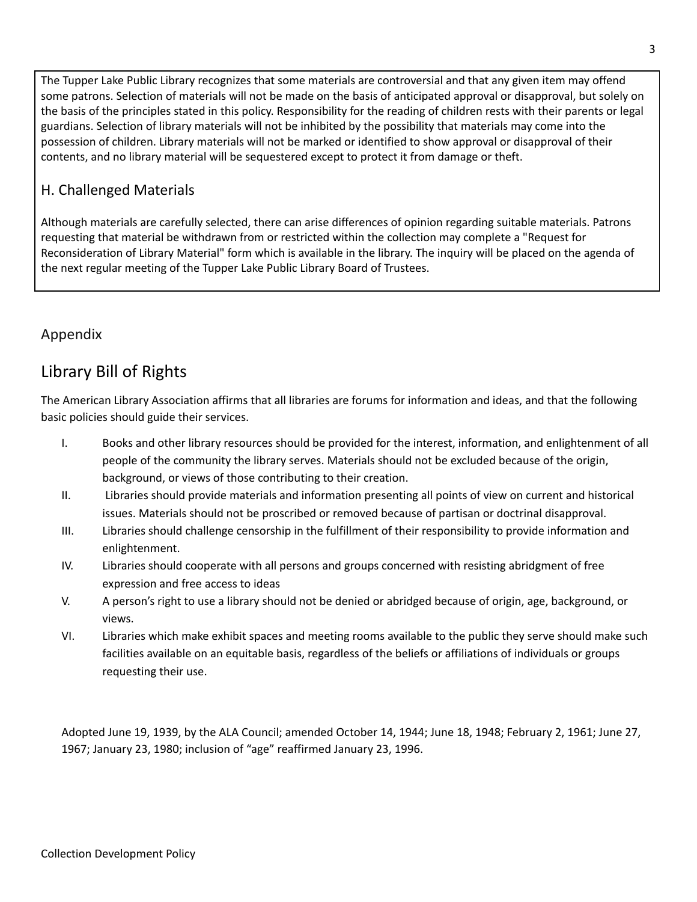The Tupper Lake Public Library recognizes that some materials are controversial and that any given item may offend some patrons. Selection of materials will not be made on the basis of anticipated approval or disapproval, but solely on the basis of the principles stated in this policy. Responsibility for the reading of children rests with their parents or legal guardians. Selection of library materials will not be inhibited by the possibility that materials may come into the possession of children. Library materials will not be marked or identified to show approval or disapproval of their contents, and no library material will be sequestered except to protect it from damage or theft.

## H. Challenged Materials

Although materials are carefully selected, there can arise differences of opinion regarding suitable materials. Patrons requesting that material be withdrawn from or restricted within the collection may complete a "Request for Reconsideration of Library Material" form which is available in the library. The inquiry will be placed on the agenda of the next regular meeting of the Tupper Lake Public Library Board of Trustees.

## Appendix

# Library Bill of Rights

The American Library Association affirms that all libraries are forums for information and ideas, and that the following basic policies should guide their services.

I. Books and other library resources should be provided for the interest, information, and enlightenment of all people of the community the library serves. Materials should not be excluded because of the origin, background, or views of those contributing to their creation.

II. Libraries should provide materials and information presenting all points of view on current and historical issues. Materials should not be proscribed or removed because of partisan or doctrinal disapproval.

III. Libraries should challenge censorship in the fulfillment of their responsibility to provide information and enlightenment.

IV. Libraries should cooperate with all persons and groups concerned with resisting abridgment of free expression and free access to ideas

V. A person's right to use a library should not be denied or abridged because of origin, age, background, or views.

VI. Libraries which make exhibit spaces and meeting rooms available to the public they serve should make such facilities available on an equitable basis, regardless of the beliefs or affiliations of individuals or groups requesting their use.

Adopted June 19, 1939, by the ALA Council; amended October 14, 1944; June 18, 1948; February 2, 1961; June 27, 1967; January 23, 1980; inclusion of "age" reaffirmed January 23, 1996.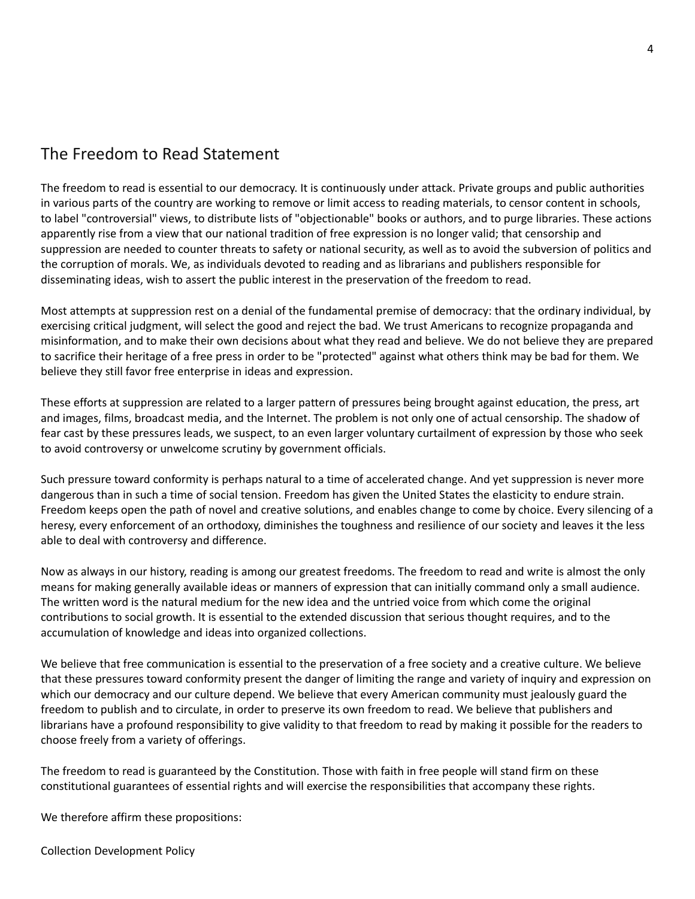## The Freedom to Read Statement

The freedom to read is essential to our democracy. It is continuously under attack. Private groups and public authorities in various parts of the country are working to remove or limit access to reading materials, to censor content in schools, to label "controversial" views, to distribute lists of "objectionable" books or authors, and to purge libraries. These actions apparently rise from a view that our national tradition of free expression is no longer valid; that censorship and suppression are needed to counter threats to safety or national security, as well as to avoid the subversion of politics and the corruption of morals. We, as individuals devoted to reading and as librarians and publishers responsible for disseminating ideas, wish to assert the public interest in the preservation of the freedom to read.

Most attempts at suppression rest on a denial of the fundamental premise of democracy: that the ordinary individual, by exercising critical judgment, will select the good and reject the bad. We trust Americans to recognize propaganda and misinformation, and to make their own decisions about what they read and believe. We do not believe they are prepared to sacrifice their heritage of a free press in order to be "protected" against what others think may be bad for them. We believe they still favor free enterprise in ideas and expression.

These efforts at suppression are related to a larger pattern of pressures being brought against education, the press, art and images, films, broadcast media, and the Internet. The problem is not only one of actual censorship. The shadow of fear cast by these pressures leads, we suspect, to an even larger voluntary curtailment of expression by those who seek to avoid controversy or unwelcome scrutiny by government officials.

Such pressure toward conformity is perhaps natural to a time of accelerated change. And yet suppression is never more dangerous than in such a time of social tension. Freedom has given the United States the elasticity to endure strain. Freedom keeps open the path of novel and creative solutions, and enables change to come by choice. Every silencing of a heresy, every enforcement of an orthodoxy, diminishes the toughness and resilience of our society and leaves it the less able to deal with controversy and difference.

Now as always in our history, reading is among our greatest freedoms. The freedom to read and write is almost the only means for making generally available ideas or manners of expression that can initially command only a small audience. The written word is the natural medium for the new idea and the untried voice from which come the original contributions to social growth. It is essential to the extended discussion that serious thought requires, and to the accumulation of knowledge and ideas into organized collections.

We believe that free communication is essential to the preservation of a free society and a creative culture. We believe that these pressures toward conformity present the danger of limiting the range and variety of inquiry and expression on which our democracy and our culture depend. We believe that every American community must jealously guard the freedom to publish and to circulate, in order to preserve its own freedom to read. We believe that publishers and librarians have a profound responsibility to give validity to that freedom to read by making it possible for the readers to choose freely from a variety of offerings.

The freedom to read is guaranteed by the Constitution. Those with faith in free people will stand firm on these constitutional guarantees of essential rights and will exercise the responsibilities that accompany these rights.

We therefore affirm these propositions: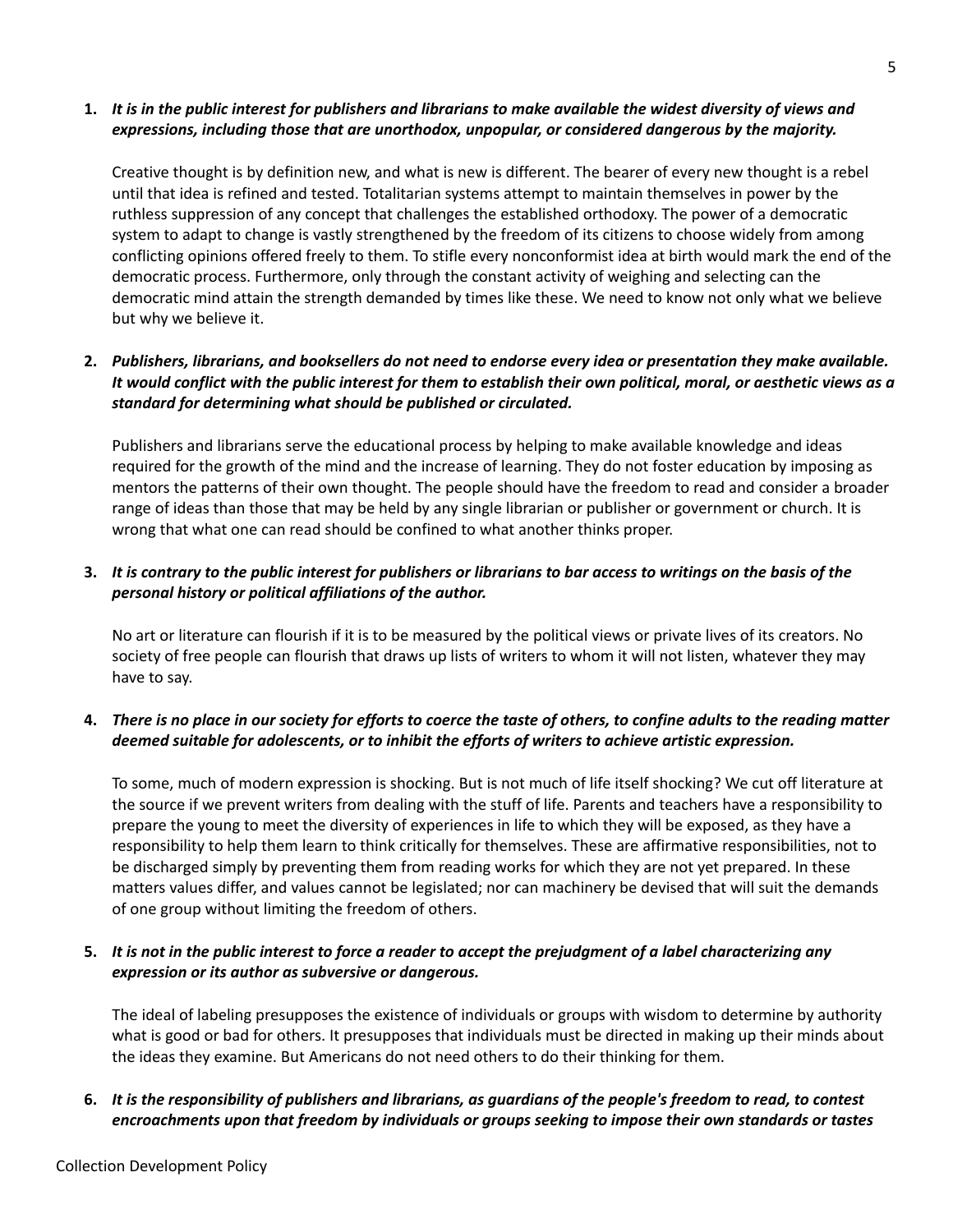1. ***It is in the public interest for publishers and librarians to make available the widest diversity of views and expressions, including those that are unorthodox, unpopular, or considered dangerous by the majority.***

   Creative thought is by definition new, and what is new is different. The bearer of every new thought is a rebel until that idea is refined and tested. Totalitarian systems attempt to maintain themselves in power by the ruthless suppression of any concept that challenges the established orthodoxy. The power of a democratic system to adapt to change is vastly strengthened by the freedom of its citizens to choose widely from among conflicting opinions offered freely to them. To stifle every nonconformist idea at birth would mark the end of the democratic process. Furthermore, only through the constant activity of weighing and selecting can the democratic mind attain the strength demanded by times like these. We need to know not only what we believe but why we believe it.

2. ***Publishers, librarians, and booksellers do not need to endorse every idea or presentation they make available. It would conflict with the public interest for them to establish their own political, moral, or aesthetic views as a standard for determining what should be published or circulated.***

   Publishers and librarians serve the educational process by helping to make available knowledge and ideas required for the growth of the mind and the increase of learning. They do not foster education by imposing as mentors the patterns of their own thought. The people should have the freedom to read and consider a broader range of ideas than those that may be held by any single librarian or publisher or government or church. It is wrong that what one can read should be confined to what another thinks proper.

3. ***It is contrary to the public interest for publishers or librarians to bar access to writings on the basis of the personal history or political affiliations of the author.***

   No art or literature can flourish if it is to be measured by the political views or private lives of its creators. No society of free people can flourish that draws up lists of writers to whom it will not listen, whatever they may have to say.

4. ***There is no place in our society for efforts to coerce the taste of others, to confine adults to the reading matter deemed suitable for adolescents, or to inhibit the efforts of writers to achieve artistic expression.***

   To some, much of modern expression is shocking. But is not much of life itself shocking? We cut off literature at the source if we prevent writers from dealing with the stuff of life. Parents and teachers have a responsibility to prepare the young to meet the diversity of experiences in life to which they will be exposed, as they have a responsibility to help them learn to think critically for themselves. These are affirmative responsibilities, not to be discharged simply by preventing them from reading works for which they are not yet prepared. In these matters values differ, and values cannot be legislated; nor can machinery be devised that will suit the demands of one group without limiting the freedom of others.

5. ***It is not in the public interest to force a reader to accept the prejudgment of a label characterizing any expression or its author as subversive or dangerous.***

   The ideal of labeling presupposes the existence of individuals or groups with wisdom to determine by authority what is good or bad for others. It presupposes that individuals must be directed in making up their minds about the ideas they examine. But Americans do not need others to do their thinking for them.

6. ***It is the responsibility of publishers and librarians, as guardians of the people's freedom to read, to contest encroachments upon that freedom by individuals or groups seeking to impose their own standards or tastes***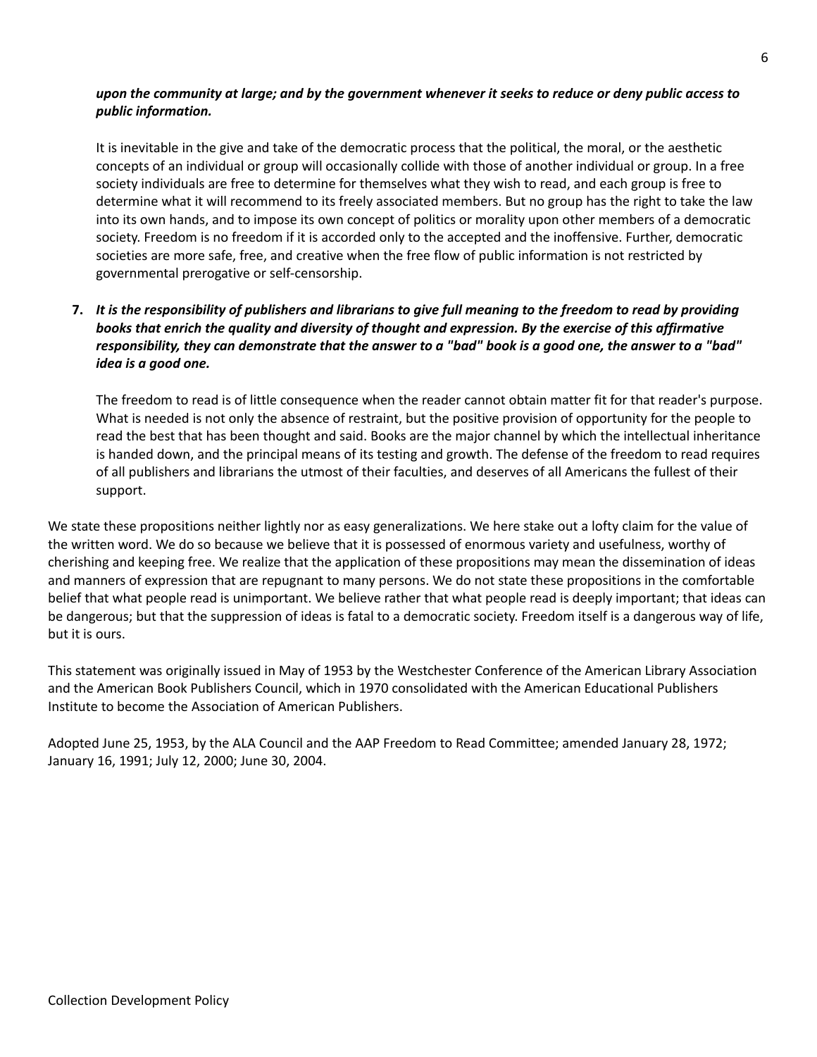***upon the community at large; and by the government whenever it seeks to reduce or deny public access to public information.***

It is inevitable in the give and take of the democratic process that the political, the moral, or the aesthetic concepts of an individual or group will occasionally collide with those of another individual or group. In a free society individuals are free to determine for themselves what they wish to read, and each group is free to determine what it will recommend to its freely associated members. But no group has the right to take the law into its own hands, and to impose its own concept of politics or morality upon other members of a democratic society. Freedom is no freedom if it is accorded only to the accepted and the inoffensive. Further, democratic societies are more safe, free, and creative when the free flow of public information is not restricted by governmental prerogative or self-censorship.

7. ***It is the responsibility of publishers and librarians to give full meaning to the freedom to read by providing books that enrich the quality and diversity of thought and expression. By the exercise of this affirmative responsibility, they can demonstrate that the answer to a "bad" book is a good one, the answer to a "bad" idea is a good one.***

   The freedom to read is of little consequence when the reader cannot obtain matter fit for that reader's purpose. What is needed is not only the absence of restraint, but the positive provision of opportunity for the people to read the best that has been thought and said. Books are the major channel by which the intellectual inheritance is handed down, and the principal means of its testing and growth. The defense of the freedom to read requires of all publishers and librarians the utmost of their faculties, and deserves of all Americans the fullest of their support.

We state these propositions neither lightly nor as easy generalizations. We here stake out a lofty claim for the value of the written word. We do so because we believe that it is possessed of enormous variety and usefulness, worthy of cherishing and keeping free. We realize that the application of these propositions may mean the dissemination of ideas and manners of expression that are repugnant to many persons. We do not state these propositions in the comfortable belief that what people read is unimportant. We believe rather that what people read is deeply important; that ideas can be dangerous; but that the suppression of ideas is fatal to a democratic society. Freedom itself is a dangerous way of life, but it is ours.

This statement was originally issued in May of 1953 by the Westchester Conference of the American Library Association and the American Book Publishers Council, which in 1970 consolidated with the American Educational Publishers Institute to become the Association of American Publishers.

Adopted June 25, 1953, by the ALA Council and the AAP Freedom to Read Committee; amended January 28, 1972; January 16, 1991; July 12, 2000; June 30, 2004.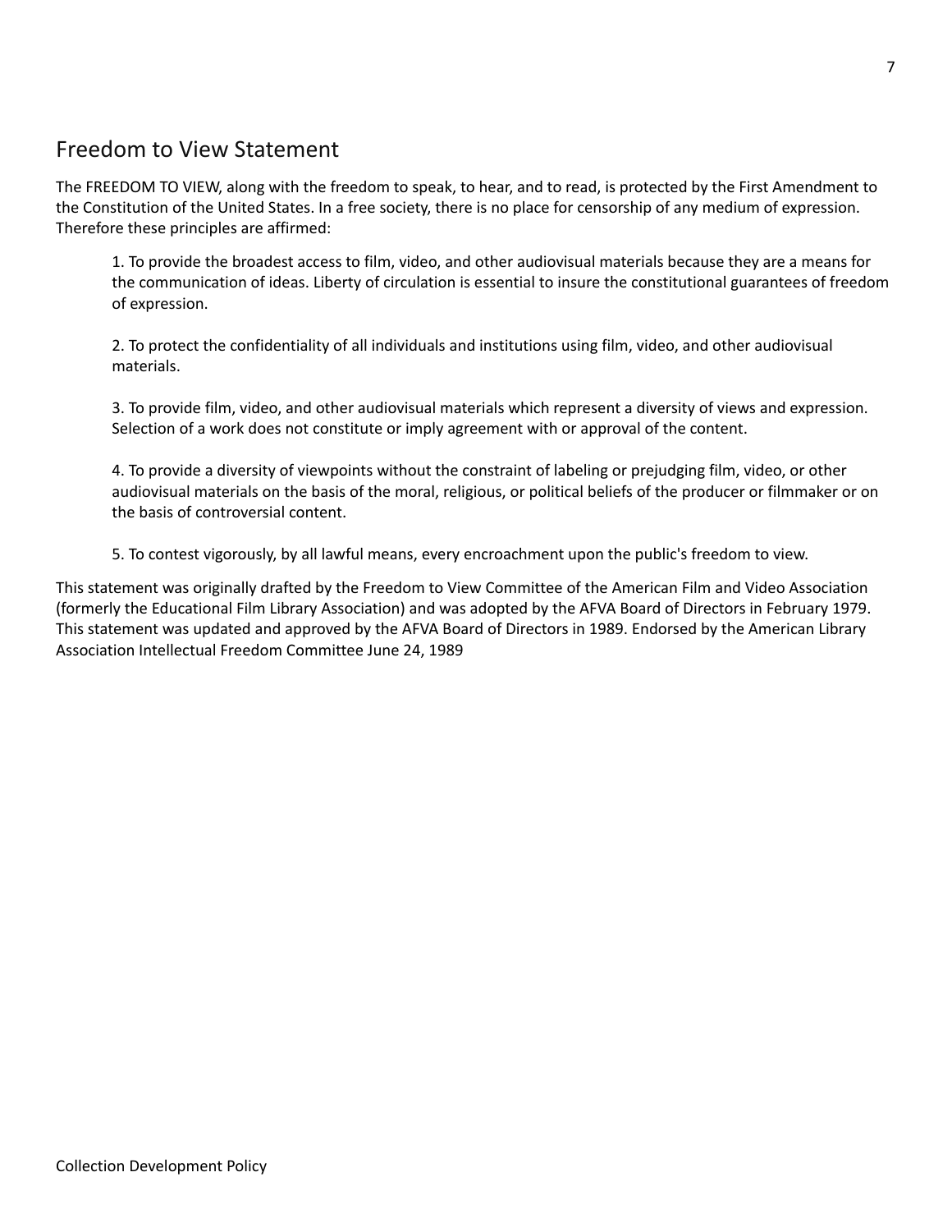## Freedom to View Statement

The FREEDOM TO VIEW, along with the freedom to speak, to hear, and to read, is protected by the First Amendment to the Constitution of the United States. In a free society, there is no place for censorship of any medium of expression. Therefore these principles are affirmed:

1. To provide the broadest access to film, video, and other audiovisual materials because they are a means for the communication of ideas. Liberty of circulation is essential to insure the constitutional guarantees of freedom of expression.

2. To protect the confidentiality of all individuals and institutions using film, video, and other audiovisual materials.

3. To provide film, video, and other audiovisual materials which represent a diversity of views and expression. Selection of a work does not constitute or imply agreement with or approval of the content.

4. To provide a diversity of viewpoints without the constraint of labeling or prejudging film, video, or other audiovisual materials on the basis of the moral, religious, or political beliefs of the producer or filmmaker or on the basis of controversial content.

5. To contest vigorously, by all lawful means, every encroachment upon the public's freedom to view.

This statement was originally drafted by the Freedom to View Committee of the American Film and Video Association (formerly the Educational Film Library Association) and was adopted by the AFVA Board of Directors in February 1979. This statement was updated and approved by the AFVA Board of Directors in 1989. Endorsed by the American Library Association Intellectual Freedom Committee June 24, 1989